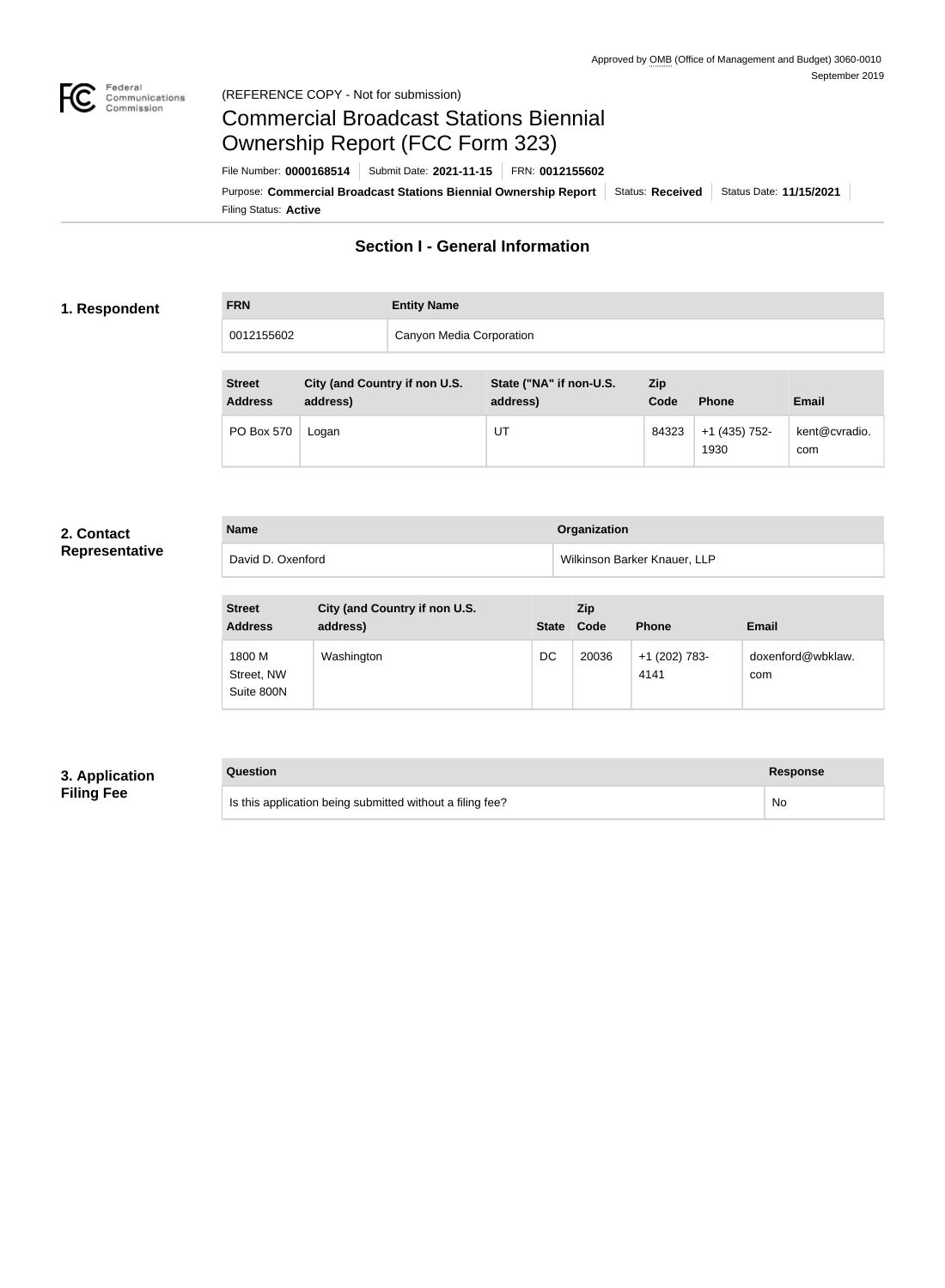Approved by OMB (Office of Management and Budget) 3060-0010
September 2019

(REFERENCE COPY - Not for submission)

# Commercial Broadcast Stations Biennial Ownership Report (FCC Form 323)

File Number: **0000168514** | Submit Date: **2021-11-15** | FRN: **0012155602**

Purpose: **Commercial Broadcast Stations Biennial Ownership Report** | Status: **Received** | Status Date: **11/15/2021**

Filing Status: **Active**

## Section I - General Information

### 1. Respondent

| FRN | Entity Name |
|---|---|
| 0012155602 | Canyon Media Corporation |

| Street Address | City (and Country if non U.S. address) | State ("NA" if non-U.S. address) | Zip Code | Phone | Email |
|---|---|---|---|---|---|
| PO Box 570 | Logan | UT | 84323 | +1 (435) 752-1930 | kent@cvradio.com |

### 2. Contact Representative

| Name | Organization |
|---|---|
| David D. Oxenford | Wilkinson Barker Knauer, LLP |

| Street Address | City (and Country if non U.S. address) | State | Zip Code | Phone | Email |
|---|---|---|---|---|---|
| 1800 M Street, NW Suite 800N | Washington | DC | 20036 | +1 (202) 783-4141 | doxenford@wbklaw.com |

### 3. Application Filing Fee

| Question | Response |
|---|---|
| Is this application being submitted without a filing fee? | No |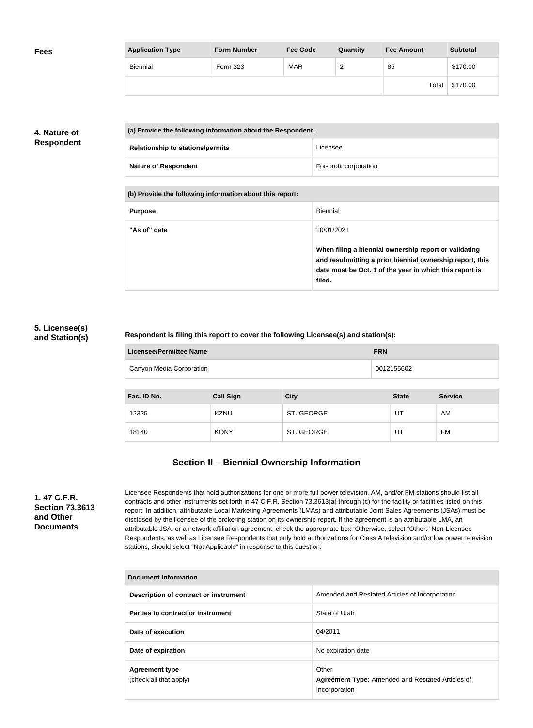## Fees

| Application Type | Form Number | Fee Code | Quantity | Fee Amount | Subtotal |
|---|---|---|---|---|---|
| Biennial | Form 323 | MAR | 2 | 85 | $170.00 |
| | | | | Total | $170.00 |

## 4. Nature of Respondent

| (a) Provide the following information about the Respondent: | |
|---|---|
| **Relationship to stations/permits** | Licensee |
| **Nature of Respondent** | For-profit corporation |

| (b) Provide the following information about this report: | |
|---|---|
| **Purpose** | Biennial |
| **"As of" date** | 10/01/2021<br><br>**When filing a biennial ownership report or validating and resubmitting a prior biennial ownership report, this date must be Oct. 1 of the year in which this report is filed.** |

## 5. Licensee(s) and Station(s)

**Respondent is filing this report to cover the following Licensee(s) and station(s):**

| Licensee/Permittee Name | FRN |
|---|---|
| Canyon Media Corporation | 0012155602 |

| Fac. ID No. | Call Sign | City | State | Service |
|---|---|---|---|---|
| 12325 | KZNU | ST. GEORGE | UT | AM |
| 18140 | KONY | ST. GEORGE | UT | FM |

# Section II – Biennial Ownership Information

## 1. 47 C.F.R. Section 73.3613 and Other Documents

Licensee Respondents that hold authorizations for one or more full power television, AM, and/or FM stations should list all contracts and other instruments set forth in 47 C.F.R. Section 73.3613(a) through (c) for the facility or facilities listed on this report. In addition, attributable Local Marketing Agreements (LMAs) and attributable Joint Sales Agreements (JSAs) must be disclosed by the licensee of the brokering station on its ownership report. If the agreement is an attributable LMA, an attributable JSA, or a network affiliation agreement, check the appropriate box. Otherwise, select "Other." Non-Licensee Respondents, as well as Licensee Respondents that only hold authorizations for Class A television and/or low power television stations, should select "Not Applicable" in response to this question.

| Document Information | |
|---|---|
| **Description of contract or instrument** | Amended and Restated Articles of Incorporation |
| **Parties to contract or instrument** | State of Utah |
| **Date of execution** | 04/2011 |
| **Date of expiration** | No expiration date |
| **Agreement type** (check all that apply) | Other<br>**Agreement Type:** Amended and Restated Articles of Incorporation |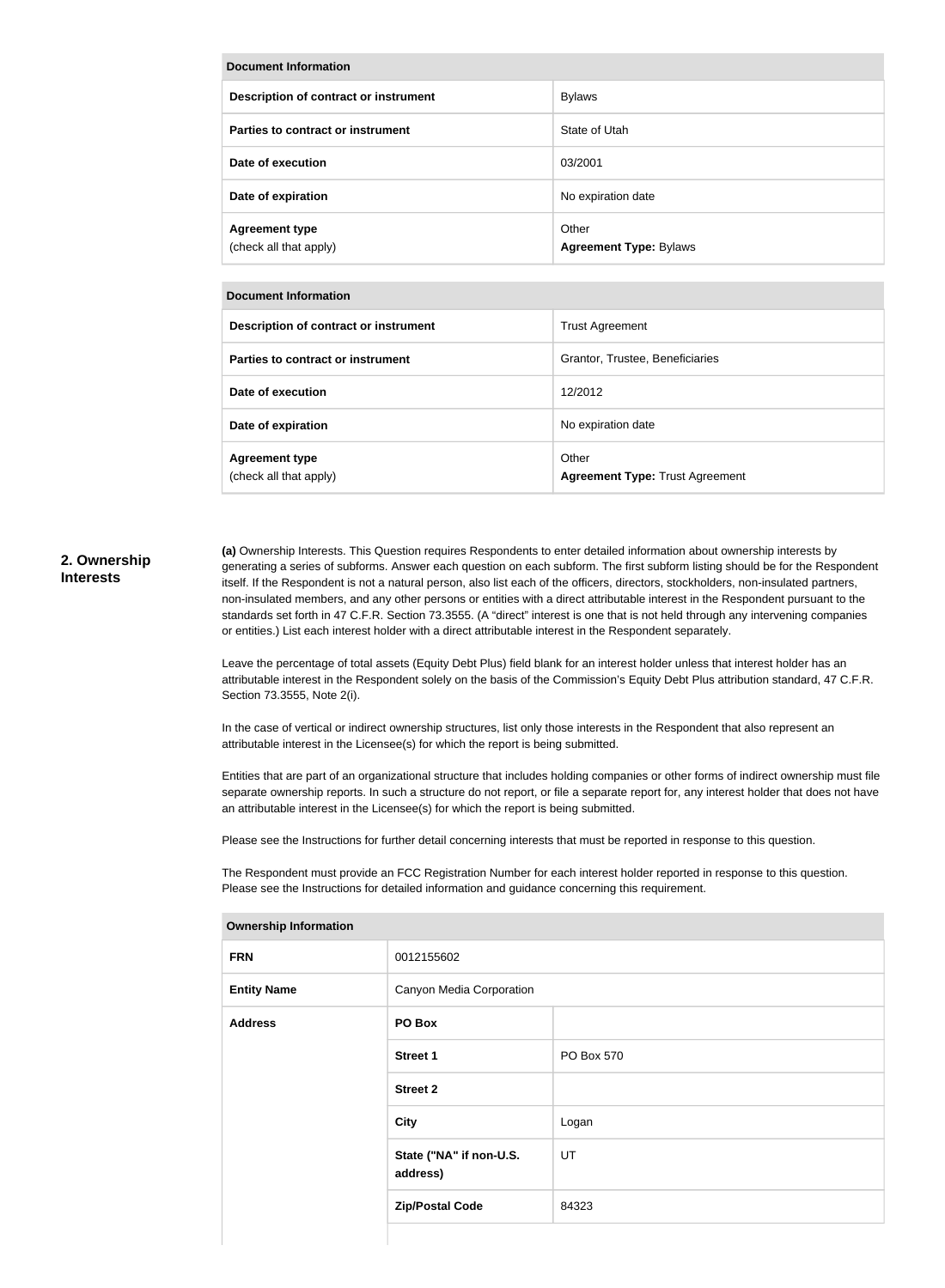| Document Information | |
|---|---|
| Description of contract or instrument | Bylaws |
| Parties to contract or instrument | State of Utah |
| Date of execution | 03/2001 |
| Date of expiration | No expiration date |
| Agreement type (check all that apply) | Other **Agreement Type:** Bylaws |

| Document Information | |
|---|---|
| Description of contract or instrument | Trust Agreement |
| Parties to contract or instrument | Grantor, Trustee, Beneficiaries |
| Date of execution | 12/2012 |
| Date of expiration | No expiration date |
| Agreement type (check all that apply) | Other **Agreement Type:** Trust Agreement |

## 2. Ownership Interests

**(a)** Ownership Interests. This Question requires Respondents to enter detailed information about ownership interests by generating a series of subforms. Answer each question on each subform. The first subform listing should be for the Respondent itself. If the Respondent is not a natural person, also list each of the officers, directors, stockholders, non-insulated partners, non-insulated members, and any other persons or entities with a direct attributable interest in the Respondent pursuant to the standards set forth in 47 C.F.R. Section 73.3555. (A "direct" interest is one that is not held through any intervening companies or entities.) List each interest holder with a direct attributable interest in the Respondent separately.

Leave the percentage of total assets (Equity Debt Plus) field blank for an interest holder unless that interest holder has an attributable interest in the Respondent solely on the basis of the Commission's Equity Debt Plus attribution standard, 47 C.F.R. Section 73.3555, Note 2(i).

In the case of vertical or indirect ownership structures, list only those interests in the Respondent that also represent an attributable interest in the Licensee(s) for which the report is being submitted.

Entities that are part of an organizational structure that includes holding companies or other forms of indirect ownership must file separate ownership reports. In such a structure do not report, or file a separate report for, any interest holder that does not have an attributable interest in the Licensee(s) for which the report is being submitted.

Please see the Instructions for further detail concerning interests that must be reported in response to this question.

The Respondent must provide an FCC Registration Number for each interest holder reported in response to this question. Please see the Instructions for detailed information and guidance concerning this requirement.

| Ownership Information | | |
|---|---|---|
| FRN | 0012155602 | |
| Entity Name | Canyon Media Corporation | |
| Address | PO Box | |
| | Street 1 | PO Box 570 |
| | Street 2 | |
| | City | Logan |
| | State ("NA" if non-U.S. address) | UT |
| | Zip/Postal Code | 84323 |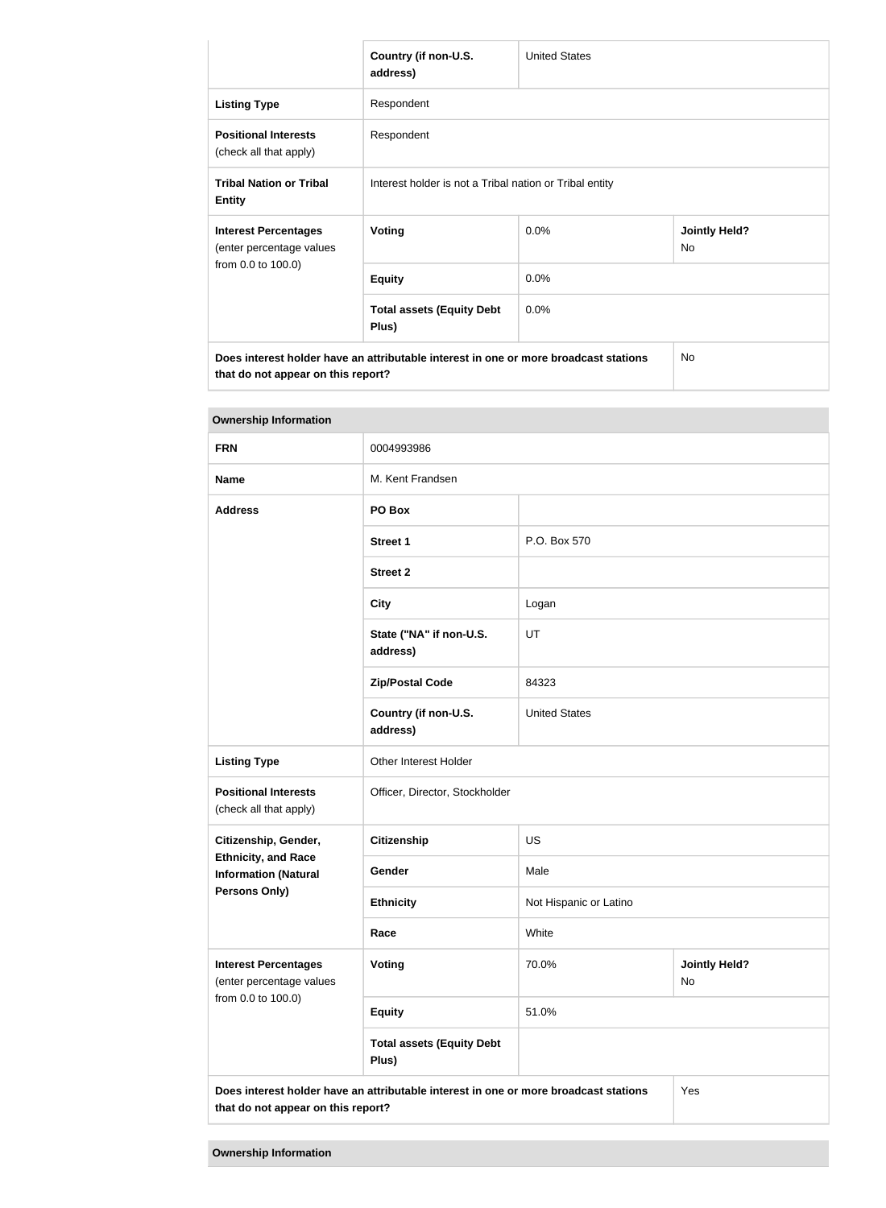| | Country (if non-U.S. address) | United States | |
|---|---|---|---|
| **Listing Type** | Respondent | | |
| **Positional Interests** (check all that apply) | Respondent | | |
| **Tribal Nation or Tribal Entity** | Interest holder is not a Tribal nation or Tribal entity | | |
| **Interest Percentages** (enter percentage values from 0.0 to 100.0) | **Voting** | 0.0% | **Jointly Held?** No |
| | **Equity** | 0.0% | |
| | **Total assets (Equity Debt Plus)** | 0.0% | |
| **Does interest holder have an attributable interest in one or more broadcast stations that do not appear on this report?** | | | No |

**Ownership Information**

| **FRN** | 0004993986 | | |
|---|---|---|---|
| **Name** | M. Kent Frandsen | | |
| **Address** | **PO Box** | | |
| | **Street 1** | P.O. Box 570 | |
| | **Street 2** | | |
| | **City** | Logan | |
| | **State ("NA" if non-U.S. address)** | UT | |
| | **Zip/Postal Code** | 84323 | |
| | **Country (if non-U.S. address)** | United States | |
| **Listing Type** | Other Interest Holder | | |
| **Positional Interests** (check all that apply) | Officer, Director, Stockholder | | |
| **Citizenship, Gender, Ethnicity, and Race Information (Natural Persons Only)** | **Citizenship** | US | |
| | **Gender** | Male | |
| | **Ethnicity** | Not Hispanic or Latino | |
| | **Race** | White | |
| **Interest Percentages** (enter percentage values from 0.0 to 100.0) | **Voting** | 70.0% | **Jointly Held?** No |
| | **Equity** | 51.0% | |
| | **Total assets (Equity Debt Plus)** | | |
| **Does interest holder have an attributable interest in one or more broadcast stations that do not appear on this report?** | | | Yes |

**Ownership Information**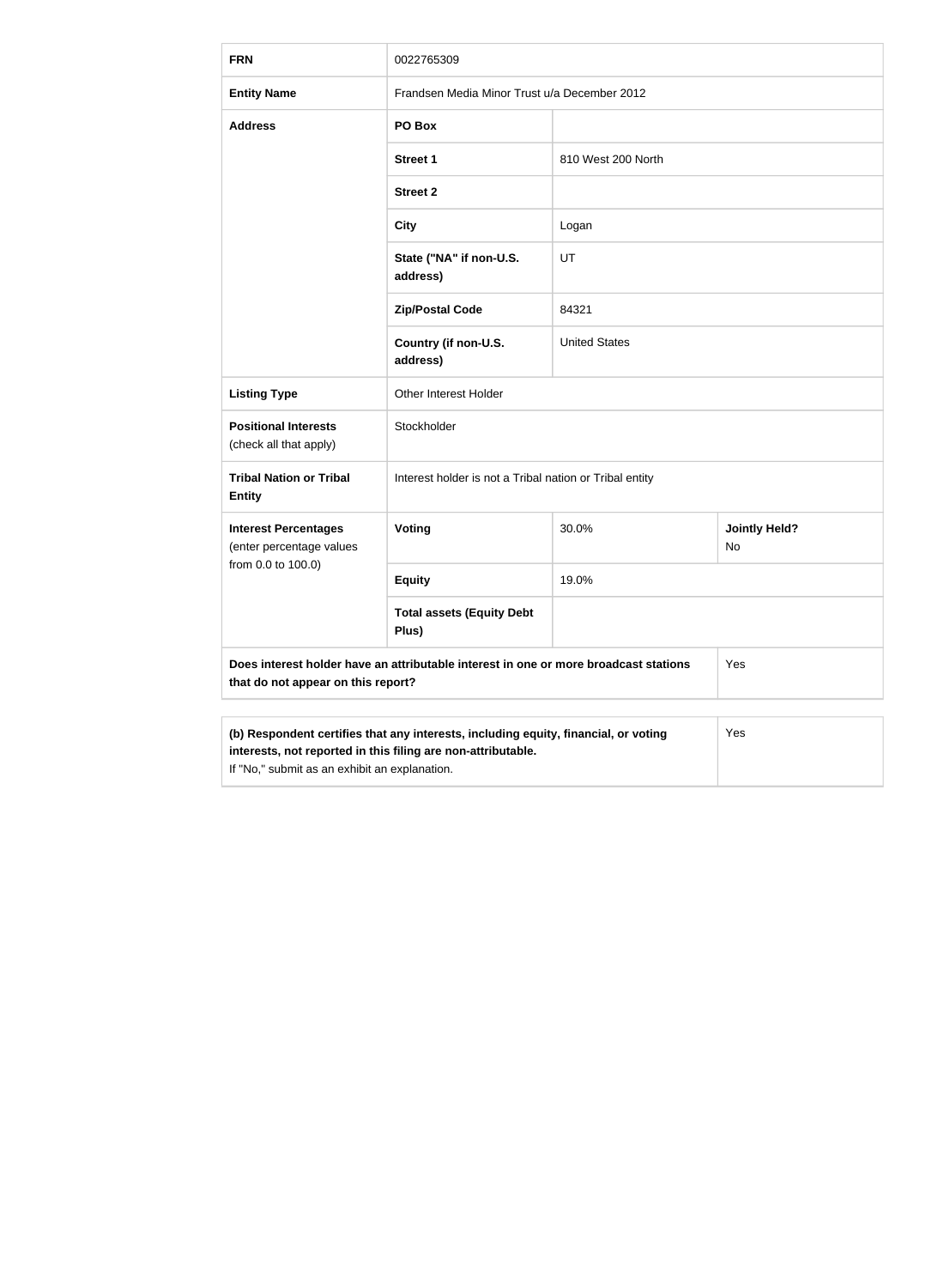| FRN | 0022765309 | | |
|---|---|---|---|
| **Entity Name** | Frandsen Media Minor Trust u/a December 2012 | | |
| **Address** | **PO Box** | | |
| | **Street 1** | 810 West 200 North | |
| | **Street 2** | | |
| | **City** | Logan | |
| | **State ("NA" if non-U.S. address)** | UT | |
| | **Zip/Postal Code** | 84321 | |
| | **Country (if non-U.S. address)** | United States | |
| **Listing Type** | Other Interest Holder | | |
| **Positional Interests** (check all that apply) | Stockholder | | |
| **Tribal Nation or Tribal Entity** | Interest holder is not a Tribal nation or Tribal entity | | |
| **Interest Percentages** (enter percentage values from 0.0 to 100.0) | **Voting** | 30.0% | **Jointly Held?** No |
| | **Equity** | 19.0% | |
| | **Total assets (Equity Debt Plus)** | | |
| **Does interest holder have an attributable interest in one or more broadcast stations that do not appear on this report?** | | | Yes |

| **(b) Respondent certifies that any interests, including equity, financial, or voting interests, not reported in this filing are non-attributable.** If "No," submit as an exhibit an explanation. | Yes |
|---|---|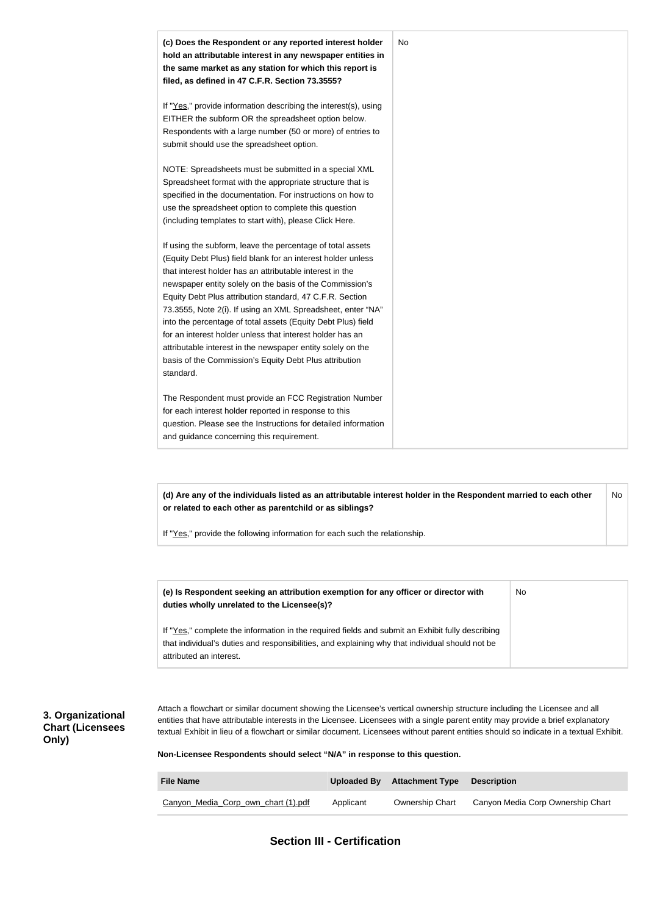| | |
|---|---|
| **(c) Does the Respondent or any reported interest holder hold an attributable interest in any newspaper entities in the same market as any station for which this report is filed, as defined in 47 C.F.R. Section 73.3555?**<br><br>If "Yes," provide information describing the interest(s), using EITHER the subform OR the spreadsheet option below. Respondents with a large number (50 or more) of entries to submit should use the spreadsheet option.<br><br>NOTE: Spreadsheets must be submitted in a special XML Spreadsheet format with the appropriate structure that is specified in the documentation. For instructions on how to use the spreadsheet option to complete this question (including templates to start with), please Click Here.<br><br>If using the subform, leave the percentage of total assets (Equity Debt Plus) field blank for an interest holder unless that interest holder has an attributable interest in the newspaper entity solely on the basis of the Commission's Equity Debt Plus attribution standard, 47 C.F.R. Section 73.3555, Note 2(i). If using an XML Spreadsheet, enter "NA" into the percentage of total assets (Equity Debt Plus) field for an interest holder unless that interest holder has an attributable interest in the newspaper entity solely on the basis of the Commission's Equity Debt Plus attribution standard.<br><br>The Respondent must provide an FCC Registration Number for each interest holder reported in response to this question. Please see the Instructions for detailed information and guidance concerning this requirement. | No |

| | |
|---|---|
| **(d) Are any of the individuals listed as an attributable interest holder in the Respondent married to each other or related to each other as parentchild or as siblings?**<br><br>If "Yes," provide the following information for each such the relationship. | No |

| | |
|---|---|
| **(e) Is Respondent seeking an attribution exemption for any officer or director with duties wholly unrelated to the Licensee(s)?**<br><br>If "Yes," complete the information in the required fields and submit an Exhibit fully describing that individual's duties and responsibilities, and explaining why that individual should not be attributed an interest. | No |

### 3. Organizational Chart (Licensees Only)

Attach a flowchart or similar document showing the Licensee's vertical ownership structure including the Licensee and all entities that have attributable interests in the Licensee. Licensees with a single parent entity may provide a brief explanatory textual Exhibit in lieu of a flowchart or similar document. Licensees without parent entities should so indicate in a textual Exhibit.

**Non-Licensee Respondents should select "N/A" in response to this question.**

| File Name | Uploaded By | Attachment Type | Description |
|---|---|---|---|
| Canyon_Media_Corp_own_chart (1).pdf | Applicant | Ownership Chart | Canyon Media Corp Ownership Chart |

## Section III - Certification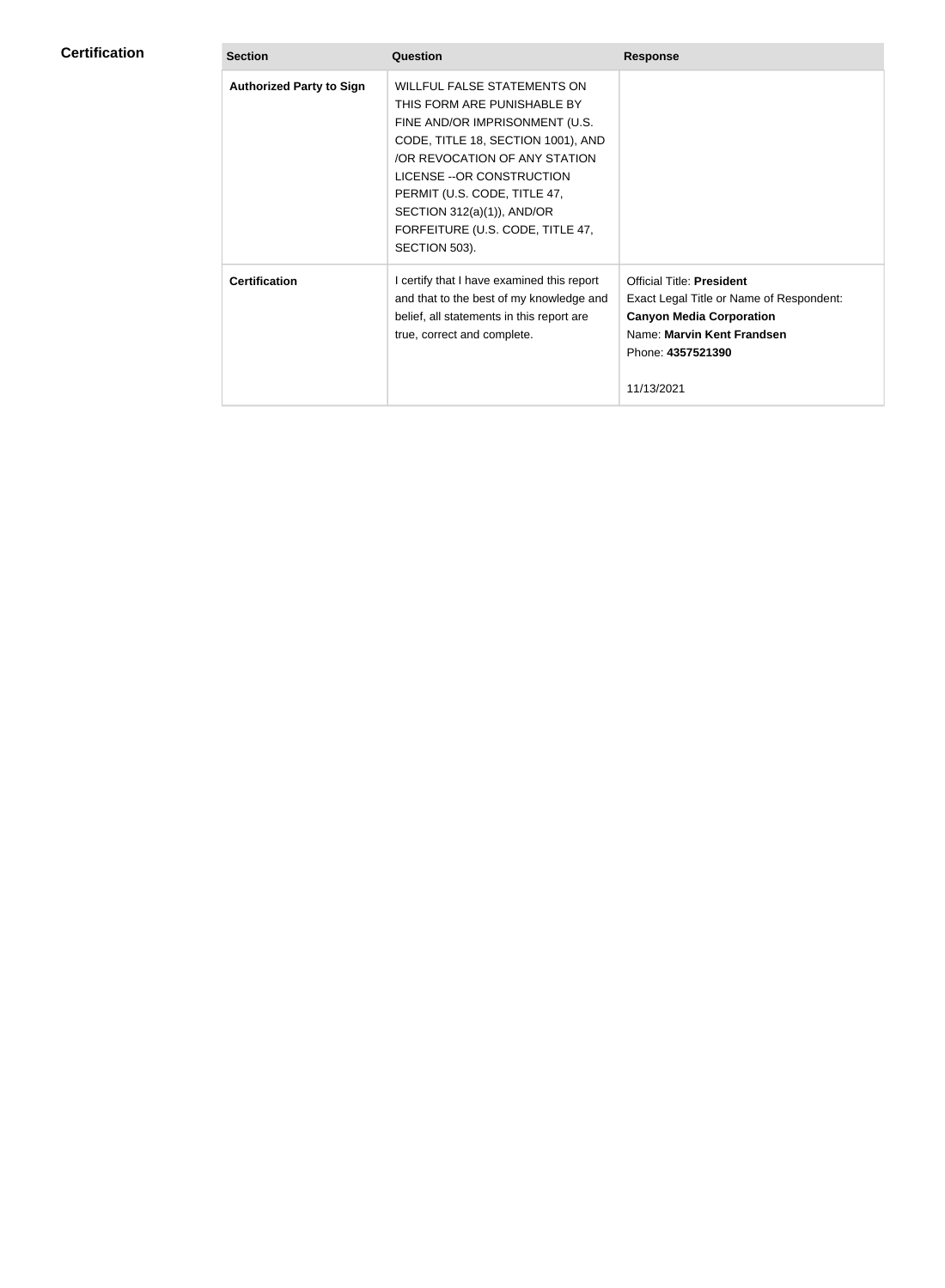## Certification

| Section | Question | Response |
|---|---|---|
| **Authorized Party to Sign** | WILLFUL FALSE STATEMENTS ON THIS FORM ARE PUNISHABLE BY FINE AND/OR IMPRISONMENT (U.S. CODE, TITLE 18, SECTION 1001), AND /OR REVOCATION OF ANY STATION LICENSE --OR CONSTRUCTION PERMIT (U.S. CODE, TITLE 47, SECTION 312(a)(1)), AND/OR FORFEITURE (U.S. CODE, TITLE 47, SECTION 503). | |
| **Certification** | I certify that I have examined this report and that to the best of my knowledge and belief, all statements in this report are true, correct and complete. | Official Title: **President**<br>Exact Legal Title or Name of Respondent: **Canyon Media Corporation**<br>Name: **Marvin Kent Frandsen**<br>Phone: **4357521390**<br><br>11/13/2021 |